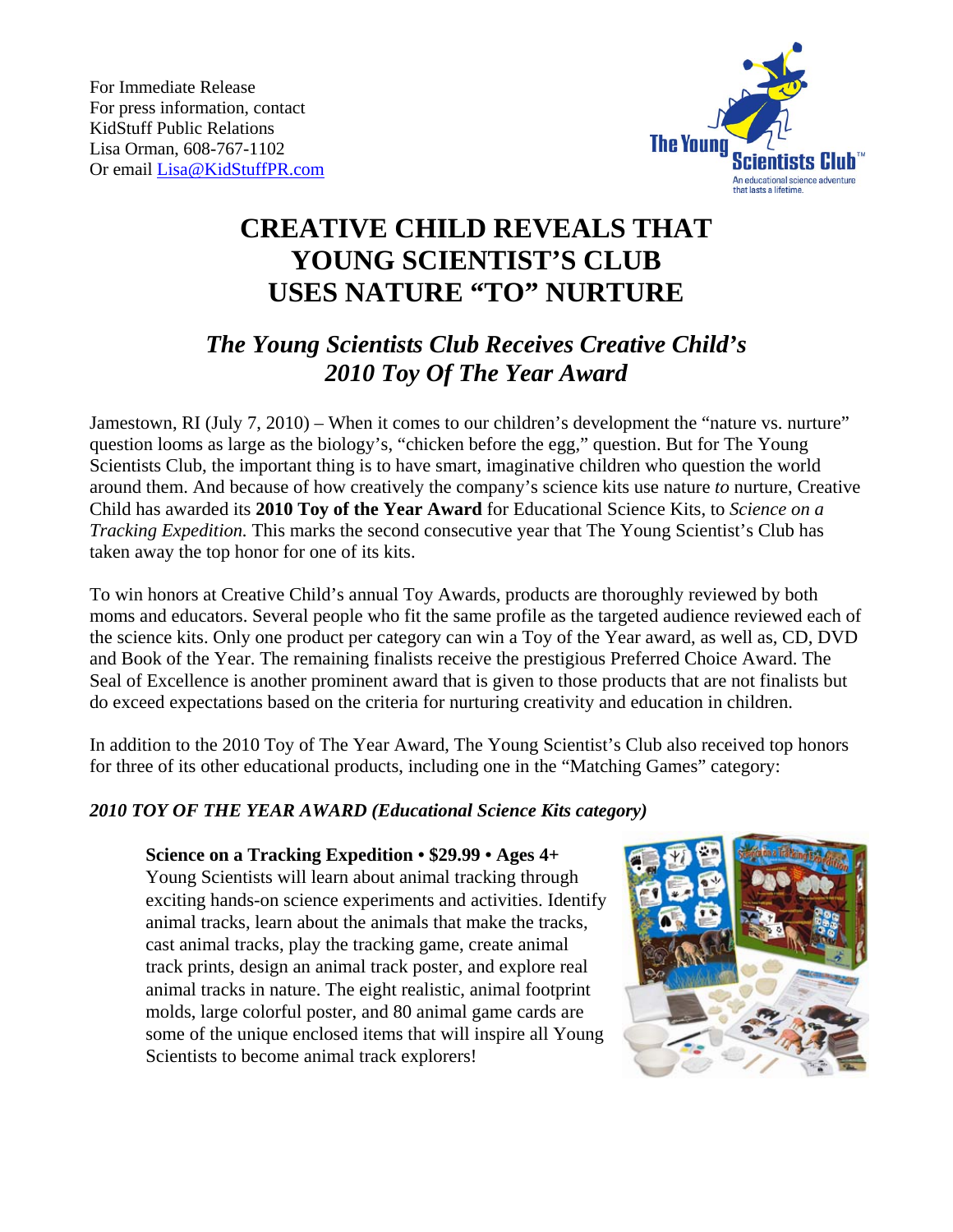For Immediate Release
For press information, contact
KidStuff Public Relations
Lisa Orman, 608-767-1102
Or email [Lisa@KidStuffPR.com](mailto:Lisa@KidStuffPR.com)

# CREATIVE CHILD REVEALS THAT YOUNG SCIENTIST'S CLUB USES NATURE "TO" NURTURE

## *The Young Scientists Club Receives Creative Child's 2010 Toy Of The Year Award*

Jamestown, RI (July 7, 2010) – When it comes to our children's development the "nature vs. nurture" question looms as large as the biology's, "chicken before the egg," question. But for The Young Scientists Club, the important thing is to have smart, imaginative children who question the world around them. And because of how creatively the company's science kits use nature *to* nurture, Creative Child has awarded its **2010 Toy of the Year Award** for Educational Science Kits, to *Science on a Tracking Expedition.* This marks the second consecutive year that The Young Scientist's Club has taken away the top honor for one of its kits.

To win honors at Creative Child's annual Toy Awards, products are thoroughly reviewed by both moms and educators. Several people who fit the same profile as the targeted audience reviewed each of the science kits. Only one product per category can win a Toy of the Year award, as well as, CD, DVD and Book of the Year. The remaining finalists receive the prestigious Preferred Choice Award. The Seal of Excellence is another prominent award that is given to those products that are not finalists but do exceed expectations based on the criteria for nurturing creativity and education in children.

In addition to the 2010 Toy of The Year Award, The Young Scientist's Club also received top honors for three of its other educational products, including one in the "Matching Games" category:

***2010 TOY OF THE YEAR AWARD (Educational Science Kits category)***

**Science on a Tracking Expedition • $29.99 • Ages 4+**
Young Scientists will learn about animal tracking through exciting hands-on science experiments and activities. Identify animal tracks, learn about the animals that make the tracks, cast animal tracks, play the tracking game, create animal track prints, design an animal track poster, and explore real animal tracks in nature. The eight realistic, animal footprint molds, large colorful poster, and 80 animal game cards are some of the unique enclosed items that will inspire all Young Scientists to become animal track explorers!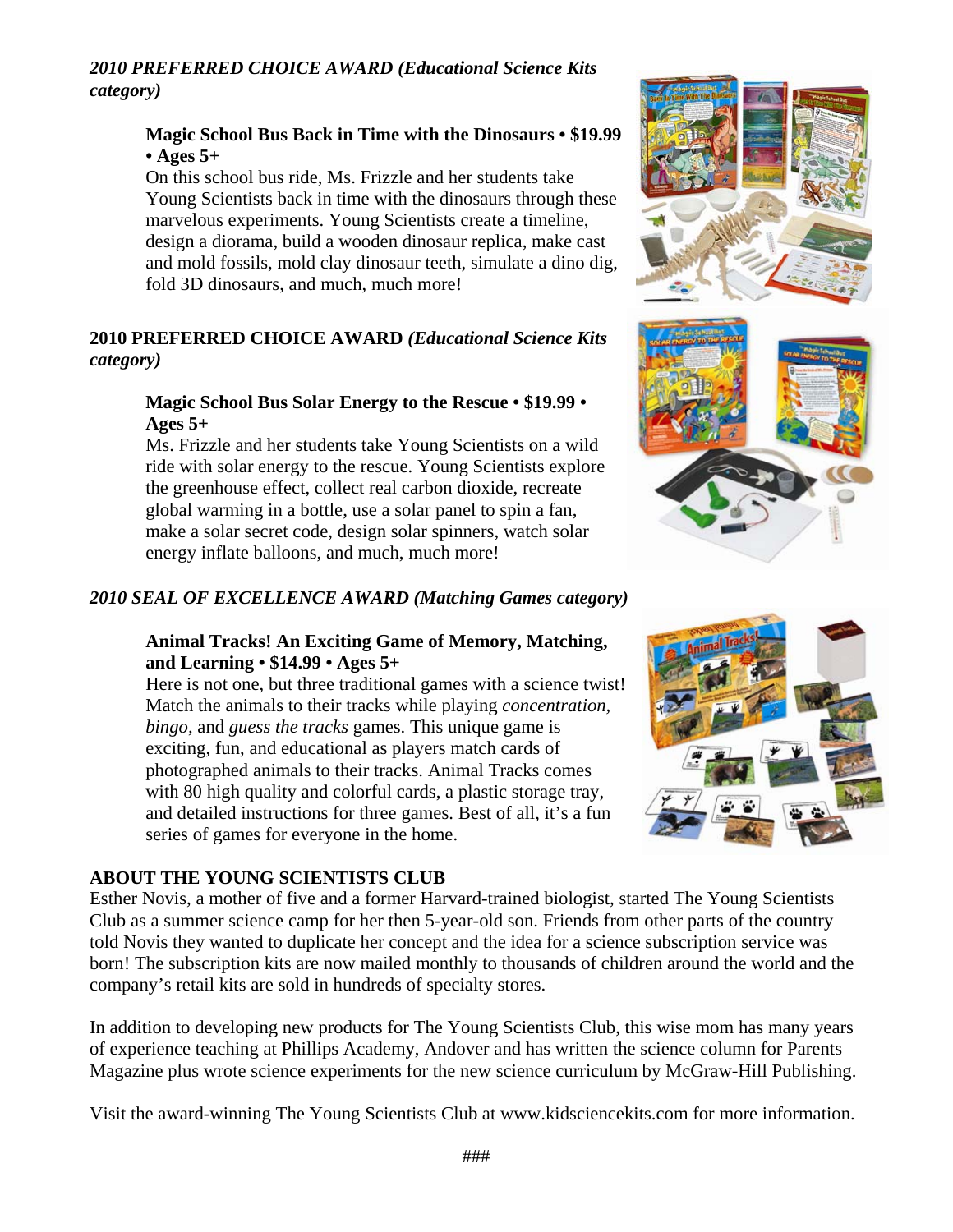***2010 PREFERRED CHOICE AWARD (Educational Science Kits category)***

**Magic School Bus Back in Time with the Dinosaurs • $19.99 • Ages 5+**

On this school bus ride, Ms. Frizzle and her students take Young Scientists back in time with the dinosaurs through these marvelous experiments. Young Scientists create a timeline, design a diorama, build a wooden dinosaur replica, make cast and mold fossils, mold clay dinosaur teeth, simulate a dino dig, fold 3D dinosaurs, and much, much more!

**2010 PREFERRED CHOICE AWARD *(Educational Science Kits category)***

**Magic School Bus Solar Energy to the Rescue • $19.99 • Ages 5+**

Ms. Frizzle and her students take Young Scientists on a wild ride with solar energy to the rescue. Young Scientists explore the greenhouse effect, collect real carbon dioxide, recreate global warming in a bottle, use a solar panel to spin a fan, make a solar secret code, design solar spinners, watch solar energy inflate balloons, and much, much more!

***2010 SEAL OF EXCELLENCE AWARD (Matching Games category)***

**Animal Tracks! An Exciting Game of Memory, Matching, and Learning • $14.99 • Ages 5+**

Here is not one, but three traditional games with a science twist! Match the animals to their tracks while playing *concentration, bingo,* and *guess the tracks* games. This unique game is exciting, fun, and educational as players match cards of photographed animals to their tracks. Animal Tracks comes with 80 high quality and colorful cards, a plastic storage tray, and detailed instructions for three games. Best of all, it's a fun series of games for everyone in the home.

**ABOUT THE YOUNG SCIENTISTS CLUB**

Esther Novis, a mother of five and a former Harvard-trained biologist, started The Young Scientists Club as a summer science camp for her then 5-year-old son. Friends from other parts of the country told Novis they wanted to duplicate her concept and the idea for a science subscription service was born! The subscription kits are now mailed monthly to thousands of children around the world and the company's retail kits are sold in hundreds of specialty stores.

In addition to developing new products for The Young Scientists Club, this wise mom has many years of experience teaching at Phillips Academy, Andover and has written the science column for Parents Magazine plus wrote science experiments for the new science curriculum by McGraw-Hill Publishing.

Visit the award-winning The Young Scientists Club at www.kidsciencekits.com for more information.

###